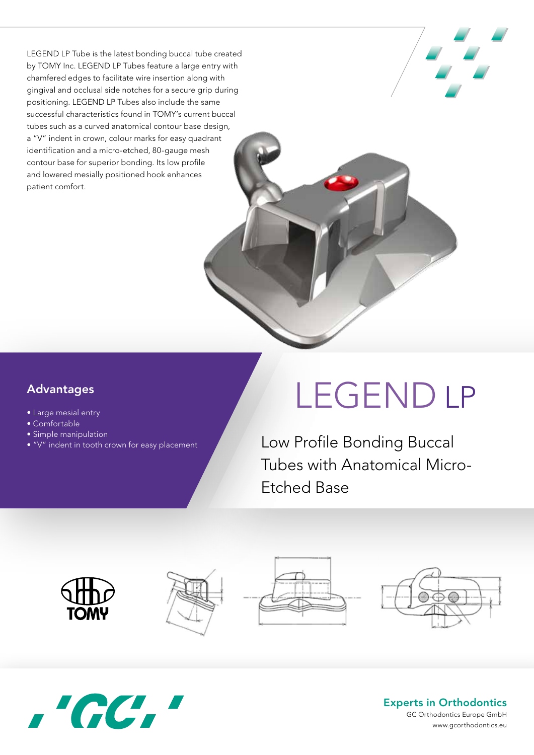LEGEND LP Tube is the latest bonding buccal tube created by TOMY Inc. LEGEND LP Tubes feature a large entry with chamfered edges to facilitate wire insertion along with gingival and occlusal side notches for a secure grip during positioning. LEGEND LP Tubes also include the same successful characteristics found in TOMY's current buccal tubes such as a curved anatomical contour base design, a "V" indent in crown, colour marks for easy quadrant identification and a micro-etched, 80-gauge mesh contour base for superior bonding. Its low profile and lowered mesially positioned hook enhances patient comfort.

# LEGEND LP

## Low Profile Bonding Buccal Tubes with Anatomical Micro-Etched Base

### Advantages

- Large mesial entry
- Comfortable
- Simple manipulation
- "V" indent in tooth crown for easy placement

TOMY

GC

**Experts in Orthodontics**

GC Orthodontics Europe GmbH

www.gcorthodontics.eu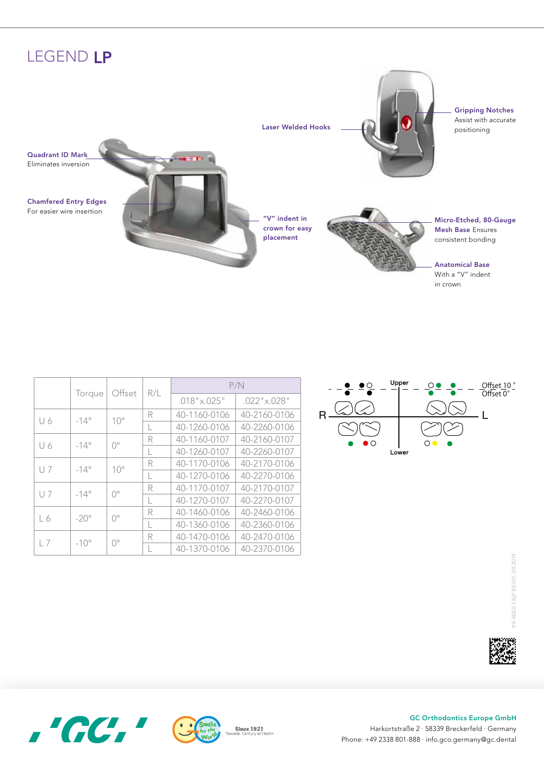# LEGEND **LP**

**Quadrant ID Mark**
Eliminates inversion

**Chamfered Entry Edges**
For easier wire insertion

**Laser Welded Hooks**

**"V" indent in crown for easy placement**

**Gripping Notches**
Assist with accurate positioning

**Micro-Etched, 80-Gauge Mesh Base** Ensures consistent bonding

**Anatomical Base**
With a "V" indent in crown

| | Torque | Offset | R/L | P/N | |
|---|---|---|---|---|---|
| | | | | .018"x.025" | .022"x.028" |
| U 6 | -14° | 10° | R | 40-1160-0106 | 40-2160-0106 |
| | | | L | 40-1260-0106 | 40-2260-0106 |
| U 6 | -14° | 0° | R | 40-1160-0107 | 40-2160-0107 |
| | | | L | 40-1260-0107 | 40-2260-0107 |
| U 7 | -14° | 10° | R | 40-1170-0106 | 40-2170-0106 |
| | | | L | 40-1270-0106 | 40-2270-0106 |
| U 7 | -14° | 0° | R | 40-1170-0107 | 40-2170-0107 |
| | | | L | 40-1270-0107 | 40-2270-0107 |
| L 6 | -20° | 0° | R | 40-1460-0106 | 40-2460-0106 |
| | | | L | 40-1360-0106 | 40-2360-0106 |
| L 7 | -10° | 0° | R | 40-1470-0106 | 40-2470-0106 |
| | | | L | 40-1370-0106 | 40-2370-0106 |

Upper
Offset 10°
Offset 0°
R
L
Lower

99-40E0-13LP REV01-09.2019

**GC Orthodontics Europe GmbH**
Harkortstraße 2 · 58339 Breckerfeld · Germany
Phone: +49 2338 801-888 · info.gco.germany@gc.dental

Since 1921
Towards Century of Health